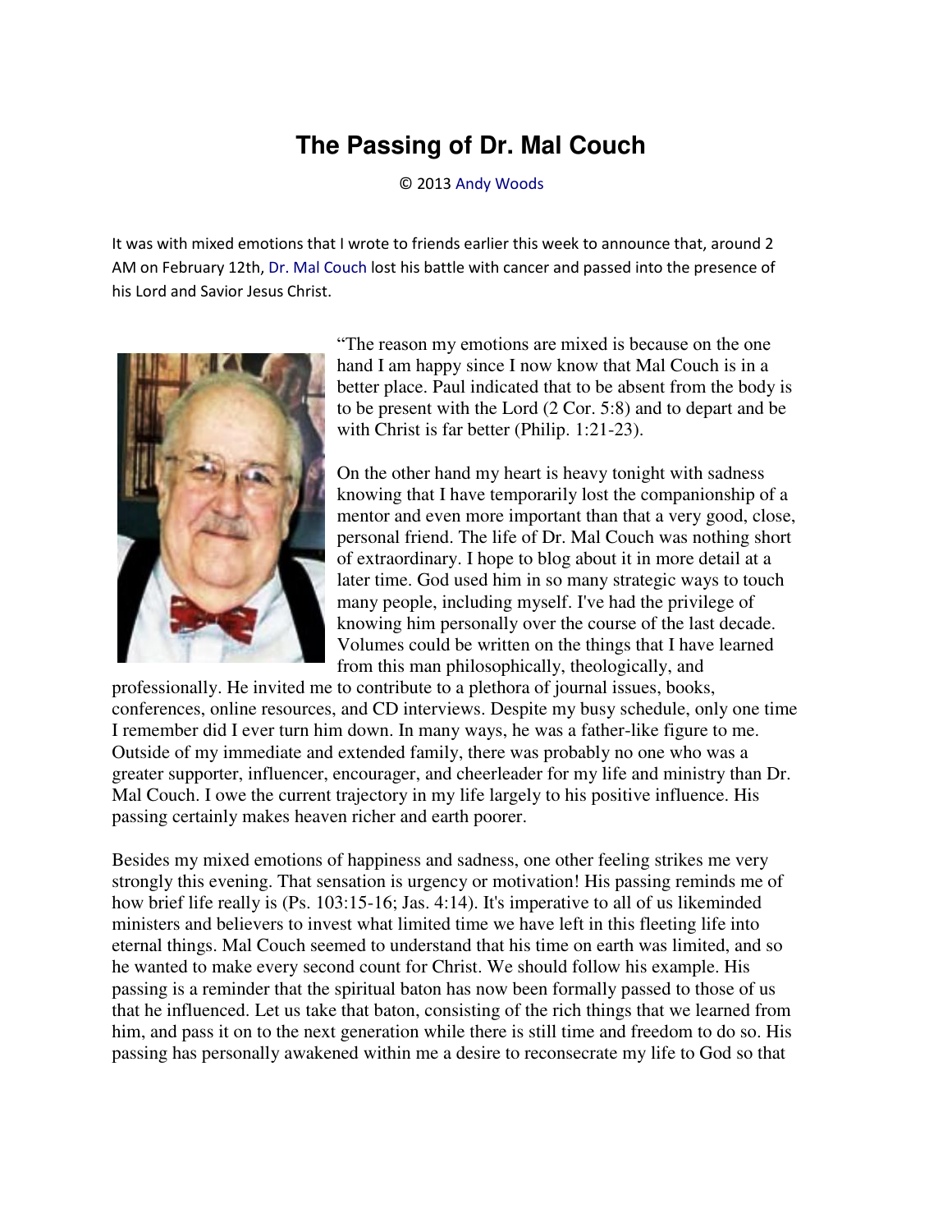# The Passing of Dr. Mal Couch

© 2013 Andy Woods

It was with mixed emotions that I wrote to friends earlier this week to announce that, around 2 AM on February 12th, Dr. Mal Couch lost his battle with cancer and passed into the presence of his Lord and Savior Jesus Christ.

"The reason my emotions are mixed is because on the one hand I am happy since I now know that Mal Couch is in a better place. Paul indicated that to be absent from the body is to be present with the Lord (2 Cor. 5:8) and to depart and be with Christ is far better (Philip. 1:21-23).

On the other hand my heart is heavy tonight with sadness knowing that I have temporarily lost the companionship of a mentor and even more important than that a very good, close, personal friend. The life of Dr. Mal Couch was nothing short of extraordinary. I hope to blog about it in more detail at a later time. God used him in so many strategic ways to touch many people, including myself. I've had the privilege of knowing him personally over the course of the last decade. Volumes could be written on the things that I have learned from this man philosophically, theologically, and professionally. He invited me to contribute to a plethora of journal issues, books, conferences, online resources, and CD interviews. Despite my busy schedule, only one time I remember did I ever turn him down. In many ways, he was a father-like figure to me. Outside of my immediate and extended family, there was probably no one who was a greater supporter, influencer, encourager, and cheerleader for my life and ministry than Dr. Mal Couch. I owe the current trajectory in my life largely to his positive influence. His passing certainly makes heaven richer and earth poorer.

Besides my mixed emotions of happiness and sadness, one other feeling strikes me very strongly this evening. That sensation is urgency or motivation! His passing reminds me of how brief life really is (Ps. 103:15-16; Jas. 4:14). It's imperative to all of us likeminded ministers and believers to invest what limited time we have left in this fleeting life into eternal things. Mal Couch seemed to understand that his time on earth was limited, and so he wanted to make every second count for Christ. We should follow his example. His passing is a reminder that the spiritual baton has now been formally passed to those of us that he influenced. Let us take that baton, consisting of the rich things that we learned from him, and pass it on to the next generation while there is still time and freedom to do so. His passing has personally awakened within me a desire to reconsecrate my life to God so that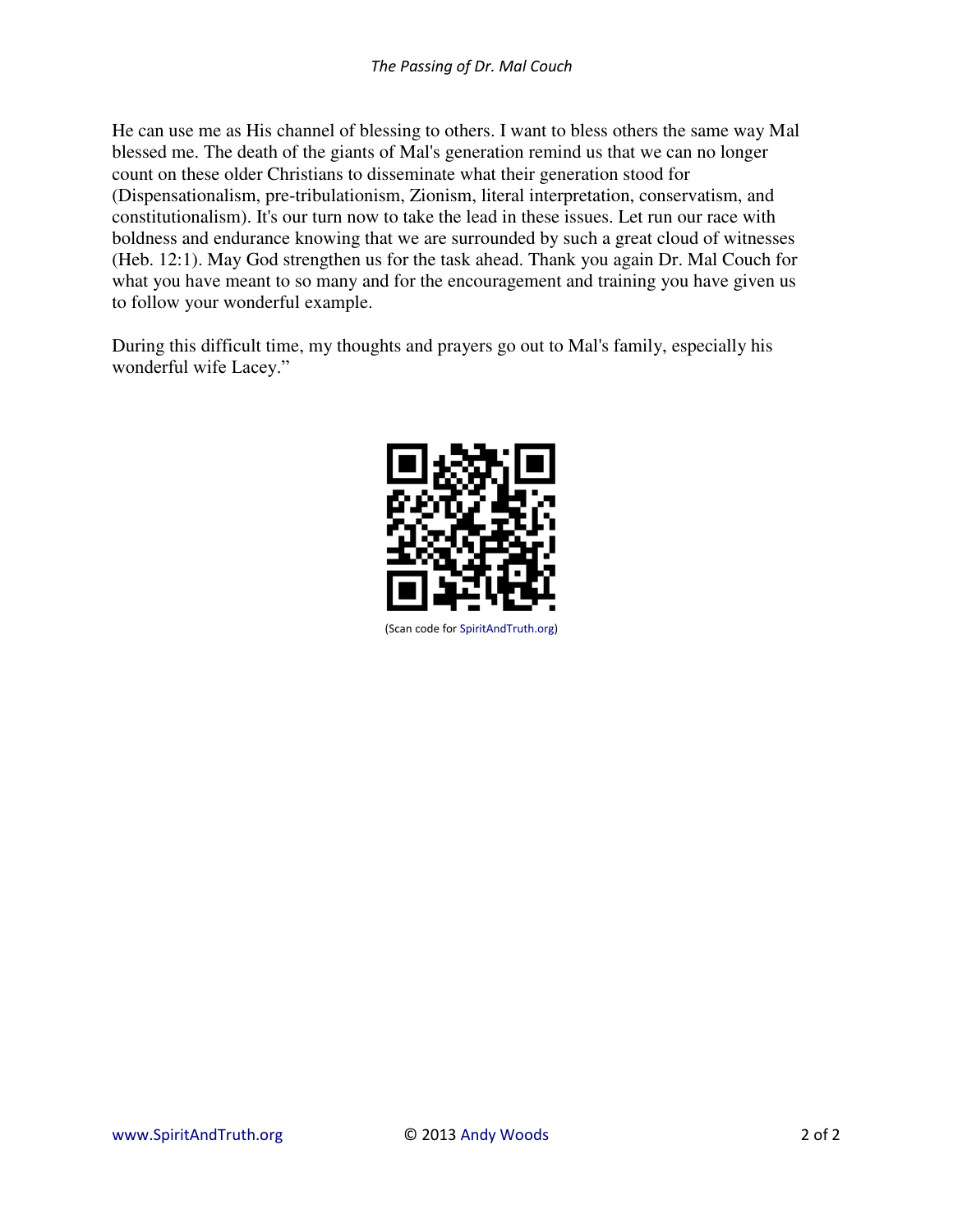He can use me as His channel of blessing to others. I want to bless others the same way Mal blessed me. The death of the giants of Mal's generation remind us that we can no longer count on these older Christians to disseminate what their generation stood for (Dispensationalism, pre-tribulationism, Zionism, literal interpretation, conservatism, and constitutionalism). It's our turn now to take the lead in these issues. Let run our race with boldness and endurance knowing that we are surrounded by such a great cloud of witnesses (Heb. 12:1). May God strengthen us for the task ahead. Thank you again Dr. Mal Couch for what you have meant to so many and for the encouragement and training you have given us to follow your wonderful example.

During this difficult time, my thoughts and prayers go out to Mal's family, especially his wonderful wife Lacey."

(Scan code for SpiritAndTruth.org)